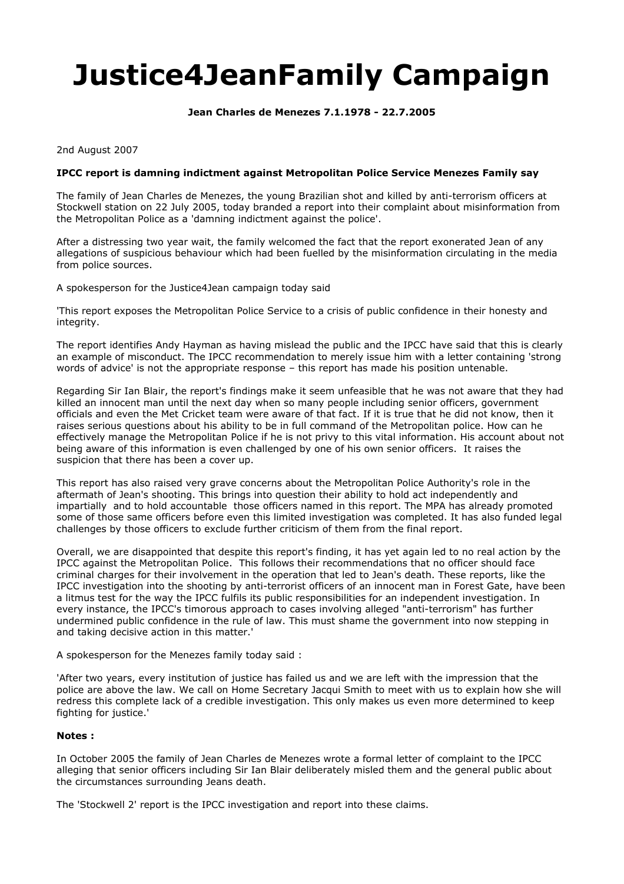# Justice4JeanFamily Campaign

**Jean Charles de Menezes 7.1.1978 - 22.7.2005**

2nd August 2007

**IPCC report is damning indictment against Metropolitan Police Service Menezes Family say**

The family of Jean Charles de Menezes, the young Brazilian shot and killed by anti-terrorism officers at Stockwell station on 22 July 2005, today branded a report into their complaint about misinformation from the Metropolitan Police as a 'damning indictment against the police'.

After a distressing two year wait, the family welcomed the fact that the report exonerated Jean of any allegations of suspicious behaviour which had been fuelled by the misinformation circulating in the media from police sources.

A spokesperson for the Justice4Jean campaign today said

'This report exposes the Metropolitan Police Service to a crisis of public confidence in their honesty and integrity.

The report identifies Andy Hayman as having mislead the public and the IPCC have said that this is clearly an example of misconduct. The IPCC recommendation to merely issue him with a letter containing 'strong words of advice' is not the appropriate response – this report has made his position untenable.

Regarding Sir Ian Blair, the report's findings make it seem unfeasible that he was not aware that they had killed an innocent man until the next day when so many people including senior officers, government officials and even the Met Cricket team were aware of that fact. If it is true that he did not know, then it raises serious questions about his ability to be in full command of the Metropolitan police. How can he effectively manage the Metropolitan Police if he is not privy to this vital information. His account about not being aware of this information is even challenged by one of his own senior officers. It raises the suspicion that there has been a cover up.

This report has also raised very grave concerns about the Metropolitan Police Authority's role in the aftermath of Jean's shooting. This brings into question their ability to hold act independently and impartially and to hold accountable those officers named in this report. The MPA has already promoted some of those same officers before even this limited investigation was completed. It has also funded legal challenges by those officers to exclude further criticism of them from the final report.

Overall, we are disappointed that despite this report's finding, it has yet again led to no real action by the IPCC against the Metropolitan Police. This follows their recommendations that no officer should face criminal charges for their involvement in the operation that led to Jean's death. These reports, like the IPCC investigation into the shooting by anti-terrorist officers of an innocent man in Forest Gate, have been a litmus test for the way the IPCC fulfils its public responsibilities for an independent investigation. In every instance, the IPCC's timorous approach to cases involving alleged "anti-terrorism" has further undermined public confidence in the rule of law. This must shame the government into now stepping in and taking decisive action in this matter.'

A spokesperson for the Menezes family today said :

'After two years, every institution of justice has failed us and we are left with the impression that the police are above the law. We call on Home Secretary Jacqui Smith to meet with us to explain how she will redress this complete lack of a credible investigation. This only makes us even more determined to keep fighting for justice.'

**Notes :**

In October 2005 the family of Jean Charles de Menezes wrote a formal letter of complaint to the IPCC alleging that senior officers including Sir Ian Blair deliberately misled them and the general public about the circumstances surrounding Jeans death.

The 'Stockwell 2' report is the IPCC investigation and report into these claims.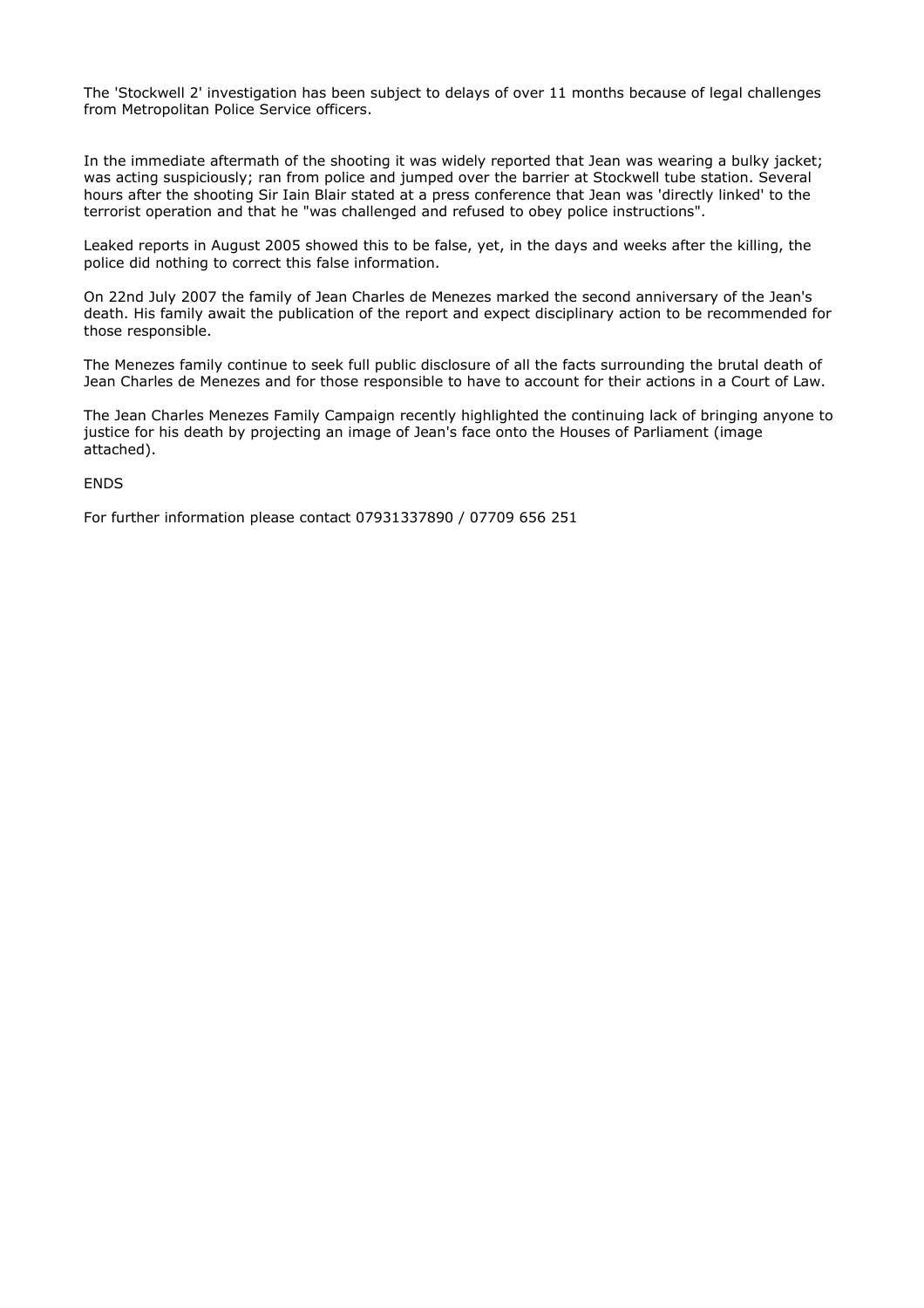The 'Stockwell 2' investigation has been subject to delays of over 11 months because of legal challenges from Metropolitan Police Service officers.

In the immediate aftermath of the shooting it was widely reported that Jean was wearing a bulky jacket; was acting suspiciously; ran from police and jumped over the barrier at Stockwell tube station. Several hours after the shooting Sir Iain Blair stated at a press conference that Jean was 'directly linked' to the terrorist operation and that he "was challenged and refused to obey police instructions".

Leaked reports in August 2005 showed this to be false, yet, in the days and weeks after the killing, the police did nothing to correct this false information.

On 22nd July 2007 the family of Jean Charles de Menezes marked the second anniversary of the Jean's death. His family await the publication of the report and expect disciplinary action to be recommended for those responsible.

The Menezes family continue to seek full public disclosure of all the facts surrounding the brutal death of Jean Charles de Menezes and for those responsible to have to account for their actions in a Court of Law.

The Jean Charles Menezes Family Campaign recently highlighted the continuing lack of bringing anyone to justice for his death by projecting an image of Jean's face onto the Houses of Parliament (image attached).

ENDS

For further information please contact 07931337890 / 07709 656 251